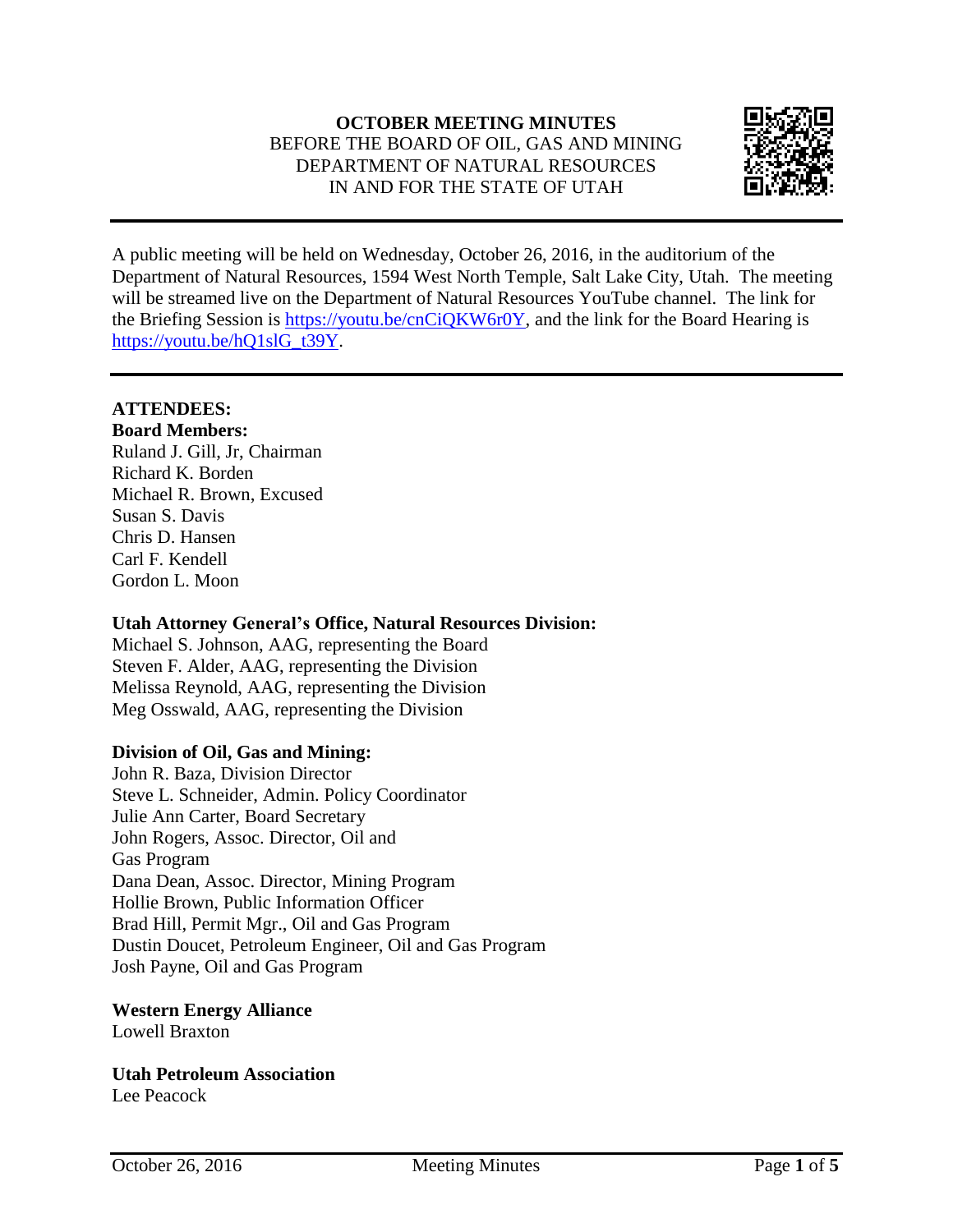**OCTOBER MEETING MINUTES**
BEFORE THE BOARD OF OIL, GAS AND MINING
DEPARTMENT OF NATURAL RESOURCES
IN AND FOR THE STATE OF UTAH

---

A public meeting will be held on Wednesday, October 26, 2016, in the auditorium of the Department of Natural Resources, 1594 West North Temple, Salt Lake City, Utah. The meeting will be streamed live on the Department of Natural Resources YouTube channel. The link for the Briefing Session is https://youtu.be/cnCiQKW6r0Y, and the link for the Board Hearing is https://youtu.be/hQ1slG_t39Y.

---

**ATTENDEES:**

**Board Members:**
Ruland J. Gill, Jr, Chairman
Richard K. Borden
Michael R. Brown, Excused
Susan S. Davis
Chris D. Hansen
Carl F. Kendell
Gordon L. Moon

**Utah Attorney General's Office, Natural Resources Division:**
Michael S. Johnson, AAG, representing the Board
Steven F. Alder, AAG, representing the Division
Melissa Reynold, AAG, representing the Division
Meg Osswald, AAG, representing the Division

**Division of Oil, Gas and Mining:**
John R. Baza, Division Director
Steve L. Schneider, Admin. Policy Coordinator
Julie Ann Carter, Board Secretary
John Rogers, Assoc. Director, Oil and Gas Program
Dana Dean, Assoc. Director, Mining Program
Hollie Brown, Public Information Officer
Brad Hill, Permit Mgr., Oil and Gas Program
Dustin Doucet, Petroleum Engineer, Oil and Gas Program
Josh Payne, Oil and Gas Program

**Western Energy Alliance**
Lowell Braxton

**Utah Petroleum Association**
Lee Peacock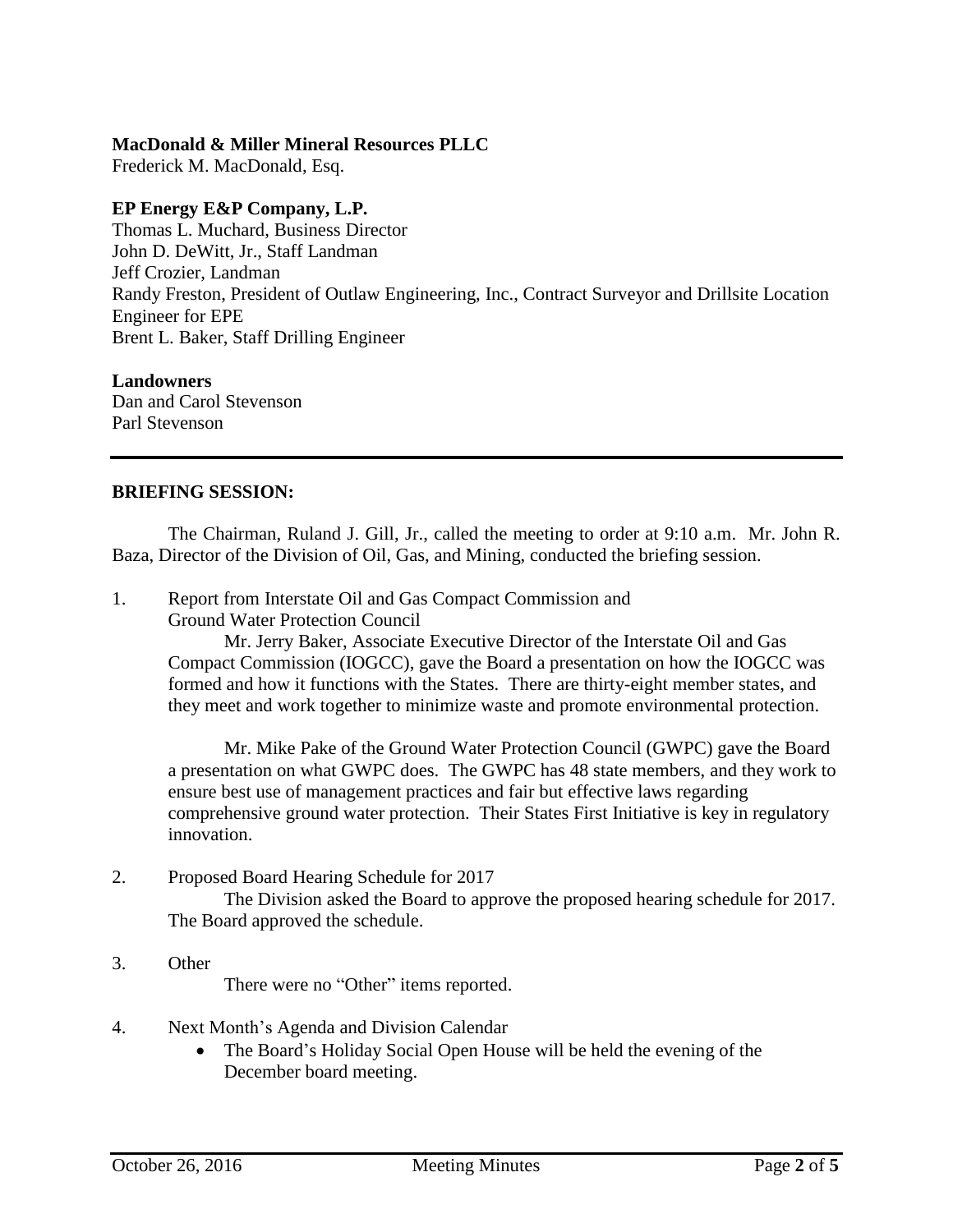**MacDonald & Miller Mineral Resources PLLC**
Frederick M. MacDonald, Esq.

**EP Energy E&P Company, L.P.**
Thomas L. Muchard, Business Director
John D. DeWitt, Jr., Staff Landman
Jeff Crozier, Landman
Randy Freston, President of Outlaw Engineering, Inc., Contract Surveyor and Drillsite Location Engineer for EPE
Brent L. Baker, Staff Drilling Engineer

**Landowners**
Dan and Carol Stevenson
Parl Stevenson

---

**BRIEFING SESSION:**

The Chairman, Ruland J. Gill, Jr., called the meeting to order at 9:10 a.m. Mr. John R. Baza, Director of the Division of Oil, Gas, and Mining, conducted the briefing session.

1. Report from Interstate Oil and Gas Compact Commission and Ground Water Protection Council

   Mr. Jerry Baker, Associate Executive Director of the Interstate Oil and Gas Compact Commission (IOGCC), gave the Board a presentation on how the IOGCC was formed and how it functions with the States. There are thirty-eight member states, and they meet and work together to minimize waste and promote environmental protection.

   Mr. Mike Pake of the Ground Water Protection Council (GWPC) gave the Board a presentation on what GWPC does. The GWPC has 48 state members, and they work to ensure best use of management practices and fair but effective laws regarding comprehensive ground water protection. Their States First Initiative is key in regulatory innovation.

2. Proposed Board Hearing Schedule for 2017

   The Division asked the Board to approve the proposed hearing schedule for 2017. The Board approved the schedule.

3. Other

   There were no "Other" items reported.

4. Next Month's Agenda and Division Calendar
   - The Board's Holiday Social Open House will be held the evening of the December board meeting.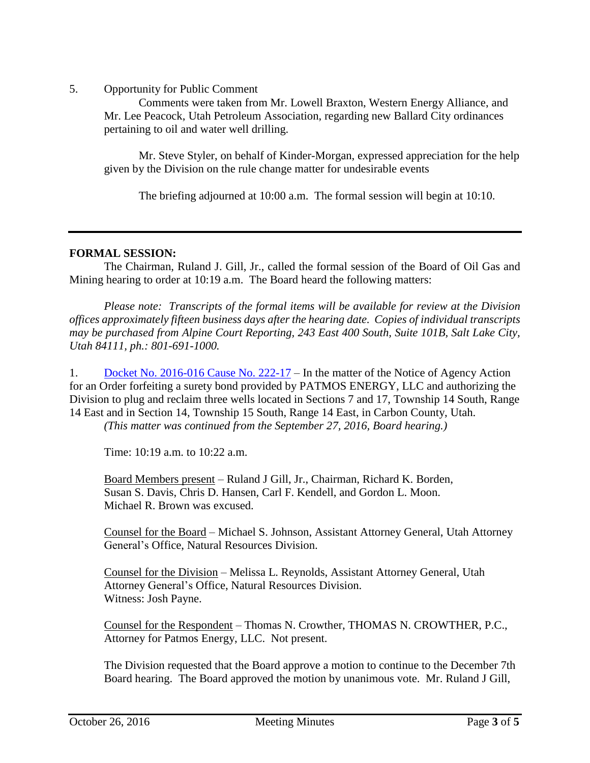5. Opportunity for Public Comment

Comments were taken from Mr. Lowell Braxton, Western Energy Alliance, and Mr. Lee Peacock, Utah Petroleum Association, regarding new Ballard City ordinances pertaining to oil and water well drilling.

Mr. Steve Styler, on behalf of Kinder-Morgan, expressed appreciation for the help given by the Division on the rule change matter for undesirable events

The briefing adjourned at 10:00 a.m. The formal session will begin at 10:10.

---

**FORMAL SESSION:**

The Chairman, Ruland J. Gill, Jr., called the formal session of the Board of Oil Gas and Mining hearing to order at 10:19 a.m. The Board heard the following matters:

*Please note: Transcripts of the formal items will be available for review at the Division offices approximately fifteen business days after the hearing date. Copies of individual transcripts may be purchased from Alpine Court Reporting, 243 East 400 South, Suite 101B, Salt Lake City, Utah 84111, ph.: 801-691-1000.*

1. Docket No. 2016-016 Cause No. 222-17 – In the matter of the Notice of Agency Action for an Order forfeiting a surety bond provided by PATMOS ENERGY, LLC and authorizing the Division to plug and reclaim three wells located in Sections 7 and 17, Township 14 South, Range 14 East and in Section 14, Township 15 South, Range 14 East, in Carbon County, Utah. *(This matter was continued from the September 27, 2016, Board hearing.)*

Time: 10:19 a.m. to 10:22 a.m.

Board Members present – Ruland J Gill, Jr., Chairman, Richard K. Borden, Susan S. Davis, Chris D. Hansen, Carl F. Kendell, and Gordon L. Moon. Michael R. Brown was excused.

Counsel for the Board – Michael S. Johnson, Assistant Attorney General, Utah Attorney General's Office, Natural Resources Division.

Counsel for the Division – Melissa L. Reynolds, Assistant Attorney General, Utah Attorney General's Office, Natural Resources Division. Witness: Josh Payne.

Counsel for the Respondent – Thomas N. Crowther, THOMAS N. CROWTHER, P.C., Attorney for Patmos Energy, LLC. Not present.

The Division requested that the Board approve a motion to continue to the December 7th Board hearing. The Board approved the motion by unanimous vote. Mr. Ruland J Gill,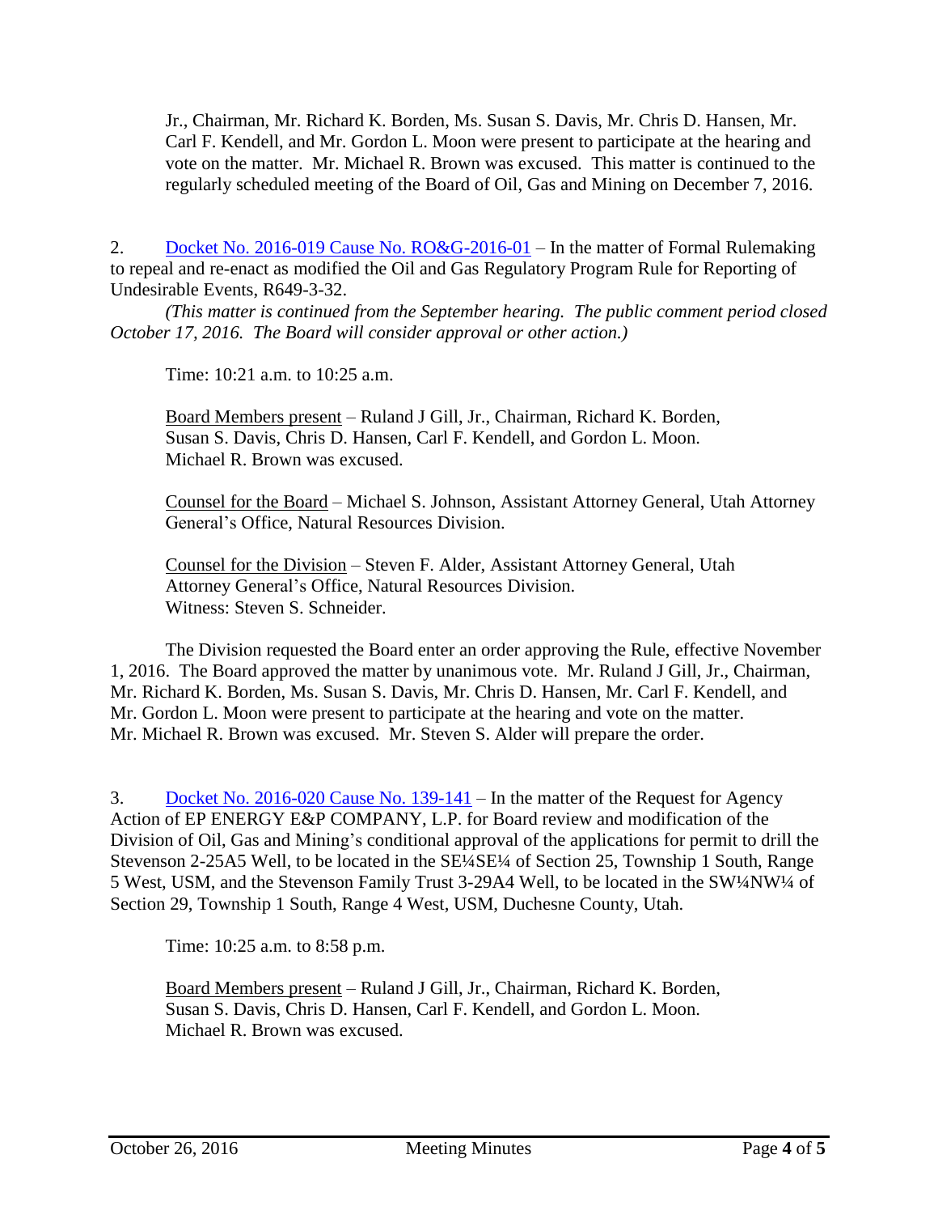Jr., Chairman, Mr. Richard K. Borden, Ms. Susan S. Davis, Mr. Chris D. Hansen, Mr. Carl F. Kendell, and Mr. Gordon L. Moon were present to participate at the hearing and vote on the matter. Mr. Michael R. Brown was excused. This matter is continued to the regularly scheduled meeting of the Board of Oil, Gas and Mining on December 7, 2016.

2. Docket No. 2016-019 Cause No. RO&G-2016-01 – In the matter of Formal Rulemaking to repeal and re-enact as modified the Oil and Gas Regulatory Program Rule for Reporting of Undesirable Events, R649-3-32.

*(This matter is continued from the September hearing. The public comment period closed October 17, 2016. The Board will consider approval or other action.)*

Time: 10:21 a.m. to 10:25 a.m.

Board Members present – Ruland J Gill, Jr., Chairman, Richard K. Borden, Susan S. Davis, Chris D. Hansen, Carl F. Kendell, and Gordon L. Moon. Michael R. Brown was excused.

Counsel for the Board – Michael S. Johnson, Assistant Attorney General, Utah Attorney General's Office, Natural Resources Division.

Counsel for the Division – Steven F. Alder, Assistant Attorney General, Utah Attorney General's Office, Natural Resources Division. Witness: Steven S. Schneider.

The Division requested the Board enter an order approving the Rule, effective November 1, 2016. The Board approved the matter by unanimous vote. Mr. Ruland J Gill, Jr., Chairman, Mr. Richard K. Borden, Ms. Susan S. Davis, Mr. Chris D. Hansen, Mr. Carl F. Kendell, and Mr. Gordon L. Moon were present to participate at the hearing and vote on the matter. Mr. Michael R. Brown was excused. Mr. Steven S. Alder will prepare the order.

3. Docket No. 2016-020 Cause No. 139-141 – In the matter of the Request for Agency Action of EP ENERGY E&P COMPANY, L.P. for Board review and modification of the Division of Oil, Gas and Mining's conditional approval of the applications for permit to drill the Stevenson 2-25A5 Well, to be located in the SE¼SE¼ of Section 25, Township 1 South, Range 5 West, USM, and the Stevenson Family Trust 3-29A4 Well, to be located in the SW¼NW¼ of Section 29, Township 1 South, Range 4 West, USM, Duchesne County, Utah.

Time: 10:25 a.m. to 8:58 p.m.

Board Members present – Ruland J Gill, Jr., Chairman, Richard K. Borden, Susan S. Davis, Chris D. Hansen, Carl F. Kendell, and Gordon L. Moon. Michael R. Brown was excused.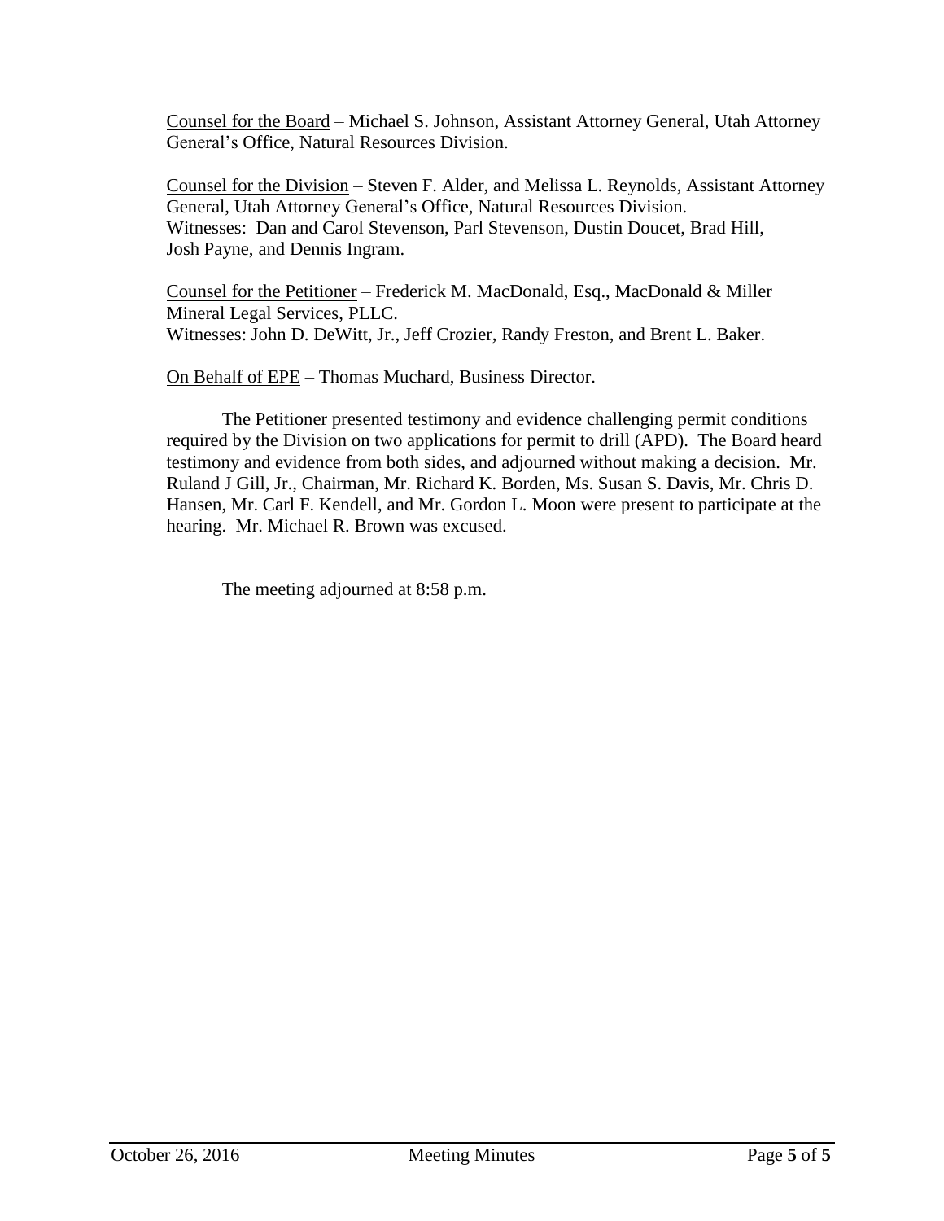Counsel for the Board – Michael S. Johnson, Assistant Attorney General, Utah Attorney General's Office, Natural Resources Division.

Counsel for the Division – Steven F. Alder, and Melissa L. Reynolds, Assistant Attorney General, Utah Attorney General's Office, Natural Resources Division.
Witnesses: Dan and Carol Stevenson, Parl Stevenson, Dustin Doucet, Brad Hill, Josh Payne, and Dennis Ingram.

Counsel for the Petitioner – Frederick M. MacDonald, Esq., MacDonald & Miller Mineral Legal Services, PLLC.
Witnesses: John D. DeWitt, Jr., Jeff Crozier, Randy Freston, and Brent L. Baker.

On Behalf of EPE – Thomas Muchard, Business Director.

The Petitioner presented testimony and evidence challenging permit conditions required by the Division on two applications for permit to drill (APD). The Board heard testimony and evidence from both sides, and adjourned without making a decision. Mr. Ruland J Gill, Jr., Chairman, Mr. Richard K. Borden, Ms. Susan S. Davis, Mr. Chris D. Hansen, Mr. Carl F. Kendell, and Mr. Gordon L. Moon were present to participate at the hearing. Mr. Michael R. Brown was excused.

The meeting adjourned at 8:58 p.m.